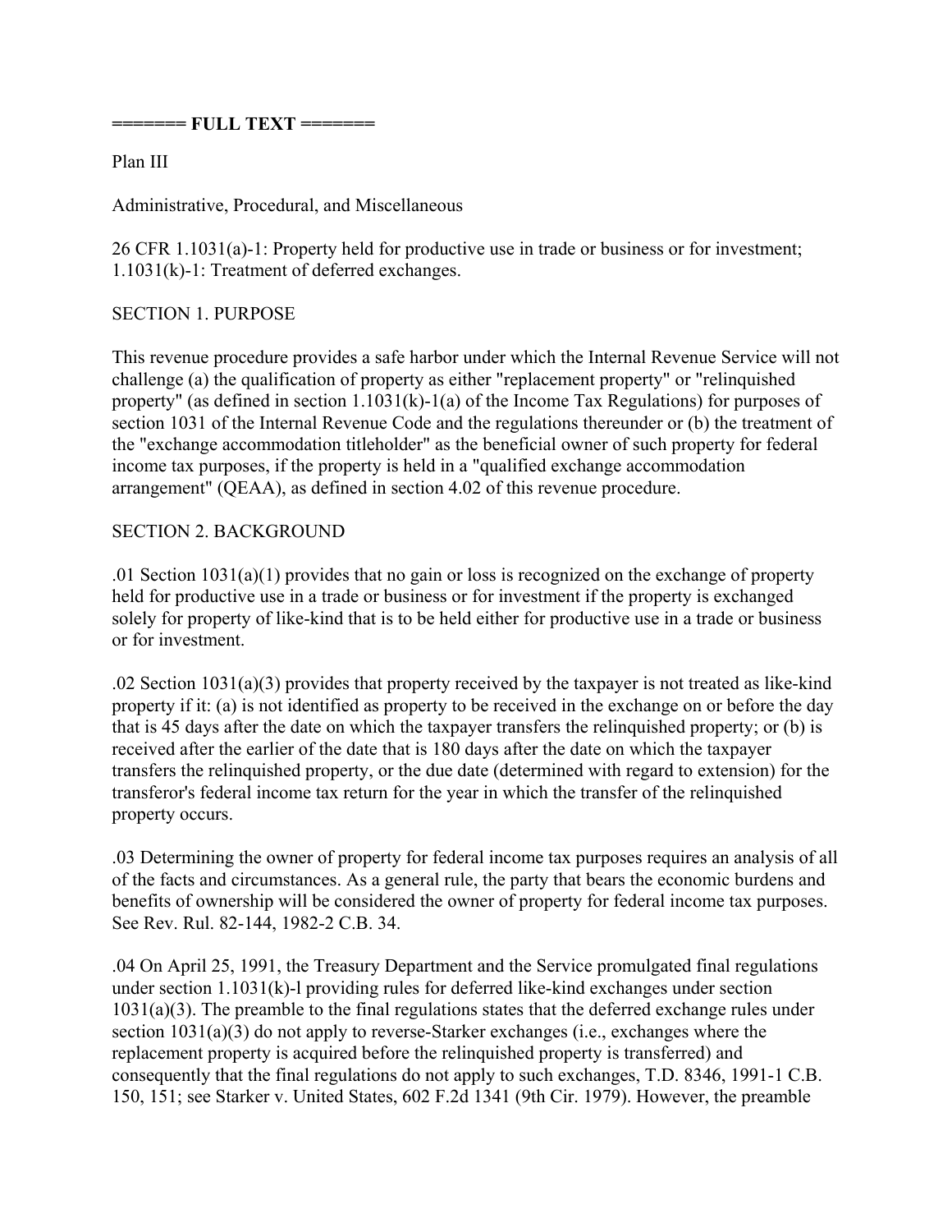**======= FULL TEXT =======**

Plan III

Administrative, Procedural, and Miscellaneous

26 CFR 1.1031(a)-1: Property held for productive use in trade or business or for investment; 1.1031(k)-1: Treatment of deferred exchanges.

SECTION 1. PURPOSE

This revenue procedure provides a safe harbor under which the Internal Revenue Service will not challenge (a) the qualification of property as either "replacement property" or "relinquished property" (as defined in section 1.1031(k)-1(a) of the Income Tax Regulations) for purposes of section 1031 of the Internal Revenue Code and the regulations thereunder or (b) the treatment of the "exchange accommodation titleholder" as the beneficial owner of such property for federal income tax purposes, if the property is held in a "qualified exchange accommodation arrangement" (QEAA), as defined in section 4.02 of this revenue procedure.

SECTION 2. BACKGROUND

.01 Section 1031(a)(1) provides that no gain or loss is recognized on the exchange of property held for productive use in a trade or business or for investment if the property is exchanged solely for property of like-kind that is to be held either for productive use in a trade or business or for investment.

.02 Section 1031(a)(3) provides that property received by the taxpayer is not treated as like-kind property if it: (a) is not identified as property to be received in the exchange on or before the day that is 45 days after the date on which the taxpayer transfers the relinquished property; or (b) is received after the earlier of the date that is 180 days after the date on which the taxpayer transfers the relinquished property, or the due date (determined with regard to extension) for the transferor's federal income tax return for the year in which the transfer of the relinquished property occurs.

.03 Determining the owner of property for federal income tax purposes requires an analysis of all of the facts and circumstances. As a general rule, the party that bears the economic burdens and benefits of ownership will be considered the owner of property for federal income tax purposes. See Rev. Rul. 82-144, 1982-2 C.B. 34.

.04 On April 25, 1991, the Treasury Department and the Service promulgated final regulations under section 1.1031(k)-l providing rules for deferred like-kind exchanges under section 1031(a)(3). The preamble to the final regulations states that the deferred exchange rules under section 1031(a)(3) do not apply to reverse-Starker exchanges (i.e., exchanges where the replacement property is acquired before the relinquished property is transferred) and consequently that the final regulations do not apply to such exchanges, T.D. 8346, 1991-1 C.B. 150, 151; see Starker v. United States, 602 F.2d 1341 (9th Cir. 1979). However, the preamble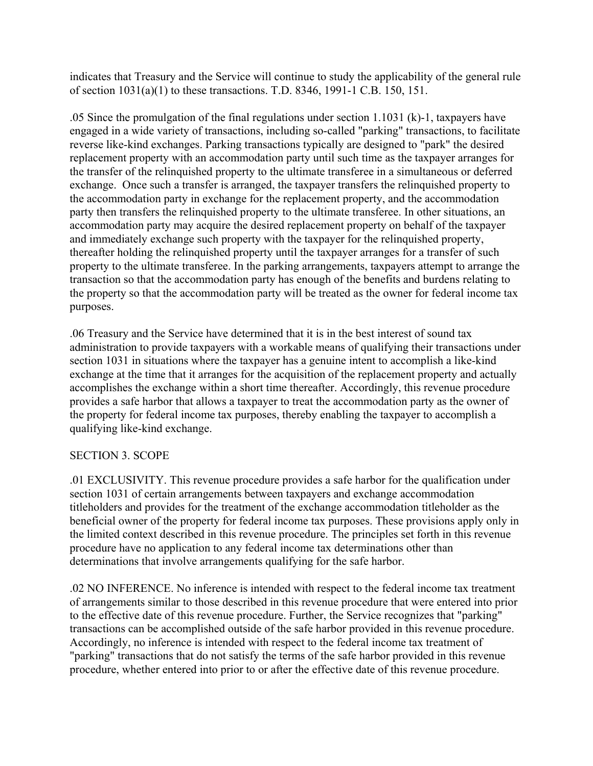indicates that Treasury and the Service will continue to study the applicability of the general rule of section 1031(a)(1) to these transactions. T.D. 8346, 1991-1 C.B. 150, 151.

.05 Since the promulgation of the final regulations under section 1.1031 (k)-1, taxpayers have engaged in a wide variety of transactions, including so-called "parking" transactions, to facilitate reverse like-kind exchanges. Parking transactions typically are designed to "park" the desired replacement property with an accommodation party until such time as the taxpayer arranges for the transfer of the relinquished property to the ultimate transferee in a simultaneous or deferred exchange. Once such a transfer is arranged, the taxpayer transfers the relinquished property to the accommodation party in exchange for the replacement property, and the accommodation party then transfers the relinquished property to the ultimate transferee. In other situations, an accommodation party may acquire the desired replacement property on behalf of the taxpayer and immediately exchange such property with the taxpayer for the relinquished property, thereafter holding the relinquished property until the taxpayer arranges for a transfer of such property to the ultimate transferee. In the parking arrangements, taxpayers attempt to arrange the transaction so that the accommodation party has enough of the benefits and burdens relating to the property so that the accommodation party will be treated as the owner for federal income tax purposes.

.06 Treasury and the Service have determined that it is in the best interest of sound tax administration to provide taxpayers with a workable means of qualifying their transactions under section 1031 in situations where the taxpayer has a genuine intent to accomplish a like-kind exchange at the time that it arranges for the acquisition of the replacement property and actually accomplishes the exchange within a short time thereafter. Accordingly, this revenue procedure provides a safe harbor that allows a taxpayer to treat the accommodation party as the owner of the property for federal income tax purposes, thereby enabling the taxpayer to accomplish a qualifying like-kind exchange.

## SECTION 3. SCOPE

.01 EXCLUSIVITY. This revenue procedure provides a safe harbor for the qualification under section 1031 of certain arrangements between taxpayers and exchange accommodation titleholders and provides for the treatment of the exchange accommodation titleholder as the beneficial owner of the property for federal income tax purposes. These provisions apply only in the limited context described in this revenue procedure. The principles set forth in this revenue procedure have no application to any federal income tax determinations other than determinations that involve arrangements qualifying for the safe harbor.

.02 NO INFERENCE. No inference is intended with respect to the federal income tax treatment of arrangements similar to those described in this revenue procedure that were entered into prior to the effective date of this revenue procedure. Further, the Service recognizes that "parking" transactions can be accomplished outside of the safe harbor provided in this revenue procedure. Accordingly, no inference is intended with respect to the federal income tax treatment of "parking" transactions that do not satisfy the terms of the safe harbor provided in this revenue procedure, whether entered into prior to or after the effective date of this revenue procedure.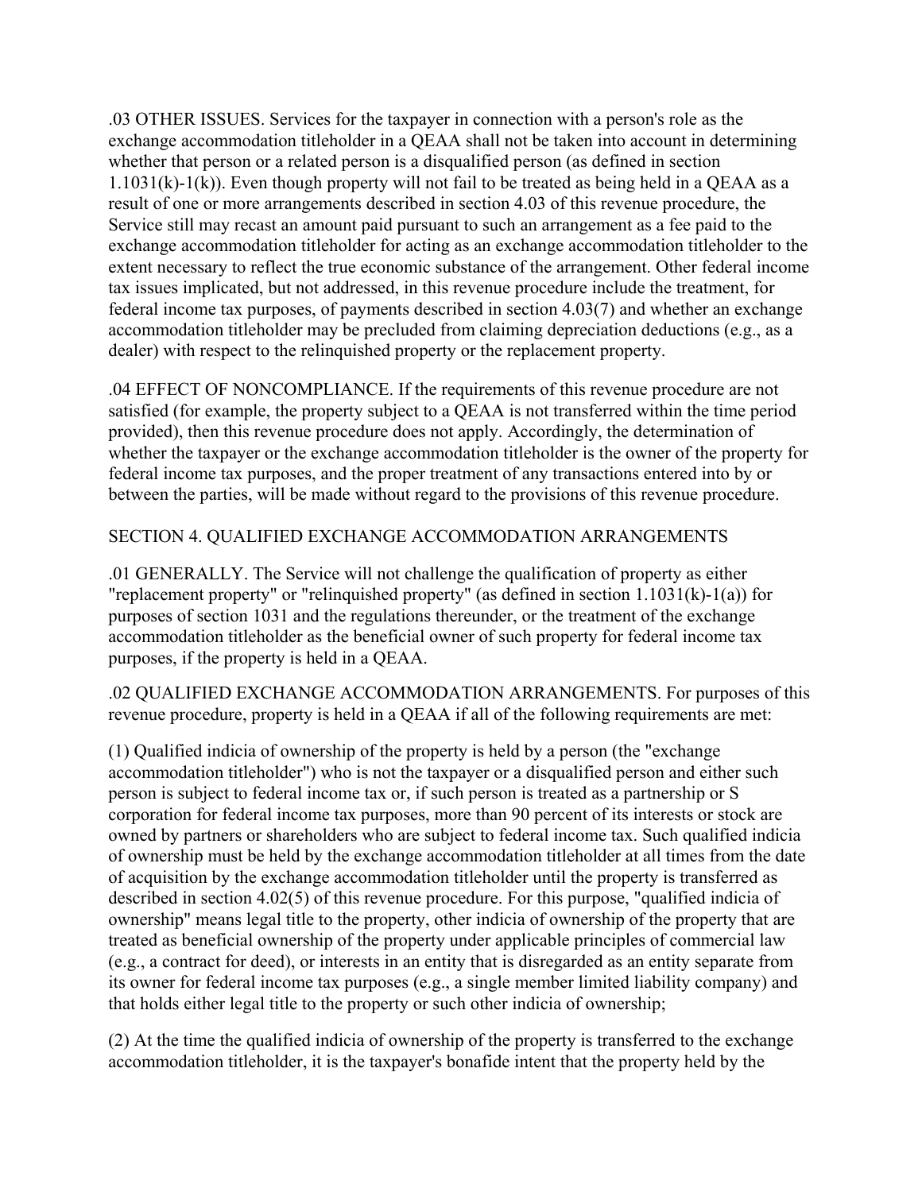.03 OTHER ISSUES. Services for the taxpayer in connection with a person's role as the exchange accommodation titleholder in a QEAA shall not be taken into account in determining whether that person or a related person is a disqualified person (as defined in section 1.1031(k)-1(k)). Even though property will not fail to be treated as being held in a QEAA as a result of one or more arrangements described in section 4.03 of this revenue procedure, the Service still may recast an amount paid pursuant to such an arrangement as a fee paid to the exchange accommodation titleholder for acting as an exchange accommodation titleholder to the extent necessary to reflect the true economic substance of the arrangement. Other federal income tax issues implicated, but not addressed, in this revenue procedure include the treatment, for federal income tax purposes, of payments described in section 4.03(7) and whether an exchange accommodation titleholder may be precluded from claiming depreciation deductions (e.g., as a dealer) with respect to the relinquished property or the replacement property.

.04 EFFECT OF NONCOMPLIANCE. If the requirements of this revenue procedure are not satisfied (for example, the property subject to a QEAA is not transferred within the time period provided), then this revenue procedure does not apply. Accordingly, the determination of whether the taxpayer or the exchange accommodation titleholder is the owner of the property for federal income tax purposes, and the proper treatment of any transactions entered into by or between the parties, will be made without regard to the provisions of this revenue procedure.

## SECTION 4. QUALIFIED EXCHANGE ACCOMMODATION ARRANGEMENTS

.01 GENERALLY. The Service will not challenge the qualification of property as either "replacement property" or "relinquished property" (as defined in section 1.1031(k)-1(a)) for purposes of section 1031 and the regulations thereunder, or the treatment of the exchange accommodation titleholder as the beneficial owner of such property for federal income tax purposes, if the property is held in a QEAA.

.02 QUALIFIED EXCHANGE ACCOMMODATION ARRANGEMENTS. For purposes of this revenue procedure, property is held in a QEAA if all of the following requirements are met:

(1) Qualified indicia of ownership of the property is held by a person (the "exchange accommodation titleholder") who is not the taxpayer or a disqualified person and either such person is subject to federal income tax or, if such person is treated as a partnership or S corporation for federal income tax purposes, more than 90 percent of its interests or stock are owned by partners or shareholders who are subject to federal income tax. Such qualified indicia of ownership must be held by the exchange accommodation titleholder at all times from the date of acquisition by the exchange accommodation titleholder until the property is transferred as described in section 4.02(5) of this revenue procedure. For this purpose, "qualified indicia of ownership" means legal title to the property, other indicia of ownership of the property that are treated as beneficial ownership of the property under applicable principles of commercial law (e.g., a contract for deed), or interests in an entity that is disregarded as an entity separate from its owner for federal income tax purposes (e.g., a single member limited liability company) and that holds either legal title to the property or such other indicia of ownership;

(2) At the time the qualified indicia of ownership of the property is transferred to the exchange accommodation titleholder, it is the taxpayer's bonafide intent that the property held by the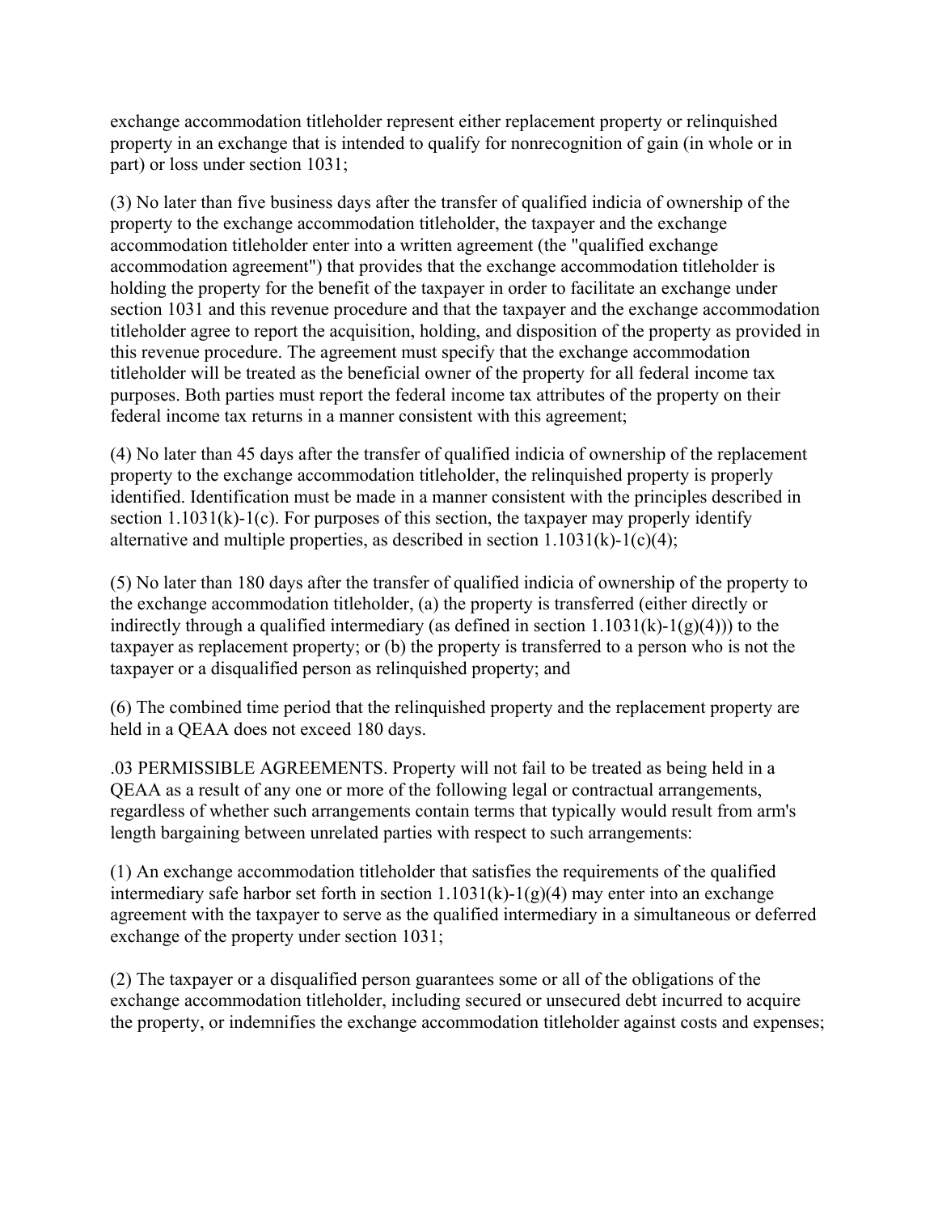exchange accommodation titleholder represent either replacement property or relinquished property in an exchange that is intended to qualify for nonrecognition of gain (in whole or in part) or loss under section 1031;

(3) No later than five business days after the transfer of qualified indicia of ownership of the property to the exchange accommodation titleholder, the taxpayer and the exchange accommodation titleholder enter into a written agreement (the "qualified exchange accommodation agreement") that provides that the exchange accommodation titleholder is holding the property for the benefit of the taxpayer in order to facilitate an exchange under section 1031 and this revenue procedure and that the taxpayer and the exchange accommodation titleholder agree to report the acquisition, holding, and disposition of the property as provided in this revenue procedure. The agreement must specify that the exchange accommodation titleholder will be treated as the beneficial owner of the property for all federal income tax purposes. Both parties must report the federal income tax attributes of the property on their federal income tax returns in a manner consistent with this agreement;

(4) No later than 45 days after the transfer of qualified indicia of ownership of the replacement property to the exchange accommodation titleholder, the relinquished property is properly identified. Identification must be made in a manner consistent with the principles described in section 1.1031(k)-1(c). For purposes of this section, the taxpayer may properly identify alternative and multiple properties, as described in section 1.1031(k)-1(c)(4);

(5) No later than 180 days after the transfer of qualified indicia of ownership of the property to the exchange accommodation titleholder, (a) the property is transferred (either directly or indirectly through a qualified intermediary (as defined in section 1.1031(k)-1(g)(4))) to the taxpayer as replacement property; or (b) the property is transferred to a person who is not the taxpayer or a disqualified person as relinquished property; and

(6) The combined time period that the relinquished property and the replacement property are held in a QEAA does not exceed 180 days.

.03 PERMISSIBLE AGREEMENTS. Property will not fail to be treated as being held in a QEAA as a result of any one or more of the following legal or contractual arrangements, regardless of whether such arrangements contain terms that typically would result from arm's length bargaining between unrelated parties with respect to such arrangements:

(1) An exchange accommodation titleholder that satisfies the requirements of the qualified intermediary safe harbor set forth in section 1.1031(k)-1(g)(4) may enter into an exchange agreement with the taxpayer to serve as the qualified intermediary in a simultaneous or deferred exchange of the property under section 1031;

(2) The taxpayer or a disqualified person guarantees some or all of the obligations of the exchange accommodation titleholder, including secured or unsecured debt incurred to acquire the property, or indemnifies the exchange accommodation titleholder against costs and expenses;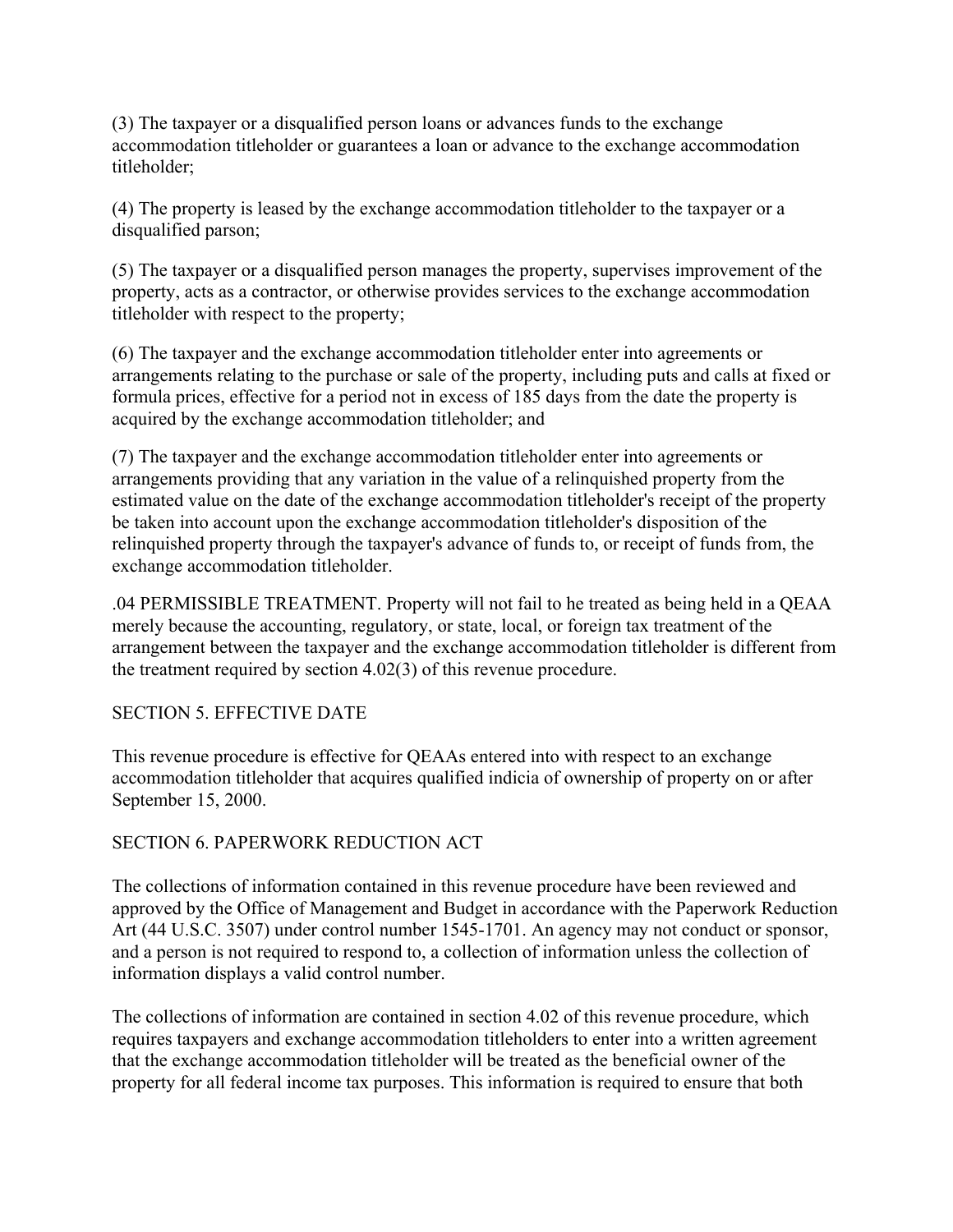(3) The taxpayer or a disqualified person loans or advances funds to the exchange accommodation titleholder or guarantees a loan or advance to the exchange accommodation titleholder;

(4) The property is leased by the exchange accommodation titleholder to the taxpayer or a disqualified parson;

(5) The taxpayer or a disqualified person manages the property, supervises improvement of the property, acts as a contractor, or otherwise provides services to the exchange accommodation titleholder with respect to the property;

(6) The taxpayer and the exchange accommodation titleholder enter into agreements or arrangements relating to the purchase or sale of the property, including puts and calls at fixed or formula prices, effective for a period not in excess of 185 days from the date the property is acquired by the exchange accommodation titleholder; and

(7) The taxpayer and the exchange accommodation titleholder enter into agreements or arrangements providing that any variation in the value of a relinquished property from the estimated value on the date of the exchange accommodation titleholder's receipt of the property be taken into account upon the exchange accommodation titleholder's disposition of the relinquished property through the taxpayer's advance of funds to, or receipt of funds from, the exchange accommodation titleholder.

.04 PERMISSIBLE TREATMENT. Property will not fail to he treated as being held in a QEAA merely because the accounting, regulatory, or state, local, or foreign tax treatment of the arrangement between the taxpayer and the exchange accommodation titleholder is different from the treatment required by section 4.02(3) of this revenue procedure.

SECTION 5. EFFECTIVE DATE

This revenue procedure is effective for QEAAs entered into with respect to an exchange accommodation titleholder that acquires qualified indicia of ownership of property on or after September 15, 2000.

SECTION 6. PAPERWORK REDUCTION ACT

The collections of information contained in this revenue procedure have been reviewed and approved by the Office of Management and Budget in accordance with the Paperwork Reduction Art (44 U.S.C. 3507) under control number 1545-1701. An agency may not conduct or sponsor, and a person is not required to respond to, a collection of information unless the collection of information displays a valid control number.

The collections of information are contained in section 4.02 of this revenue procedure, which requires taxpayers and exchange accommodation titleholders to enter into a written agreement that the exchange accommodation titleholder will be treated as the beneficial owner of the property for all federal income tax purposes. This information is required to ensure that both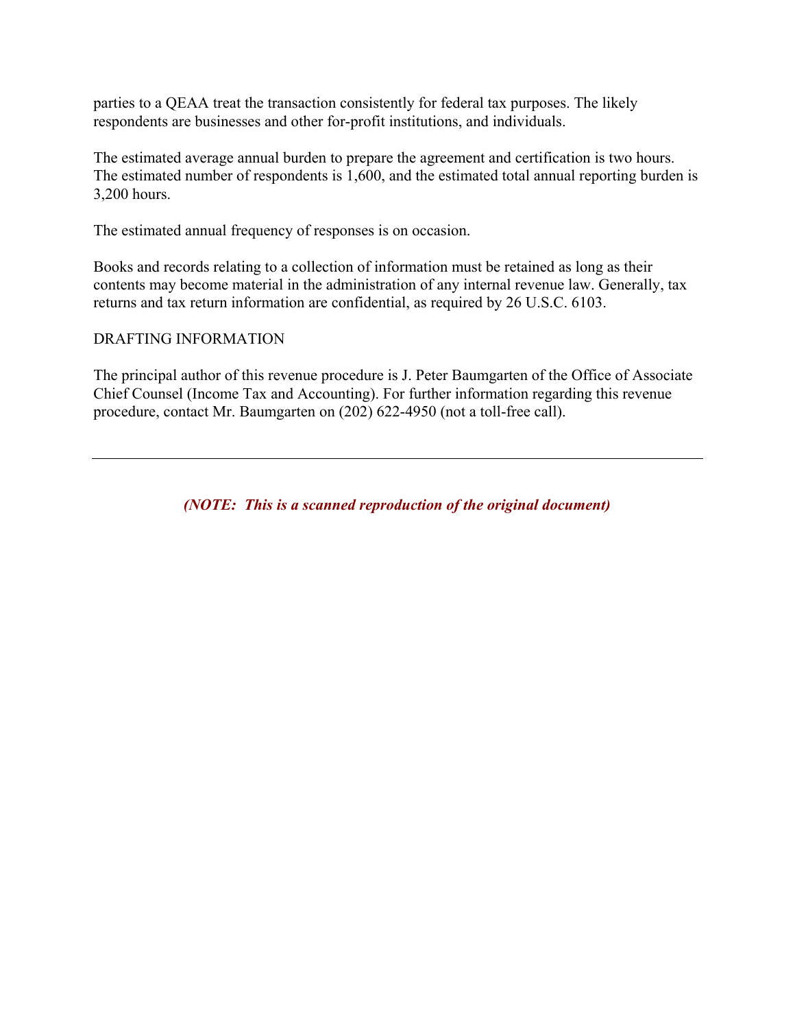parties to a QEAA treat the transaction consistently for federal tax purposes. The likely respondents are businesses and other for-profit institutions, and individuals.

The estimated average annual burden to prepare the agreement and certification is two hours. The estimated number of respondents is 1,600, and the estimated total annual reporting burden is 3,200 hours.

The estimated annual frequency of responses is on occasion.

Books and records relating to a collection of information must be retained as long as their contents may become material in the administration of any internal revenue law. Generally, tax returns and tax return information are confidential, as required by 26 U.S.C. 6103.

DRAFTING INFORMATION

The principal author of this revenue procedure is J. Peter Baumgarten of the Office of Associate Chief Counsel (Income Tax and Accounting). For further information regarding this revenue procedure, contact Mr. Baumgarten on (202) 622-4950 (not a toll-free call).

---

***(NOTE: This is a scanned reproduction of the original document)***